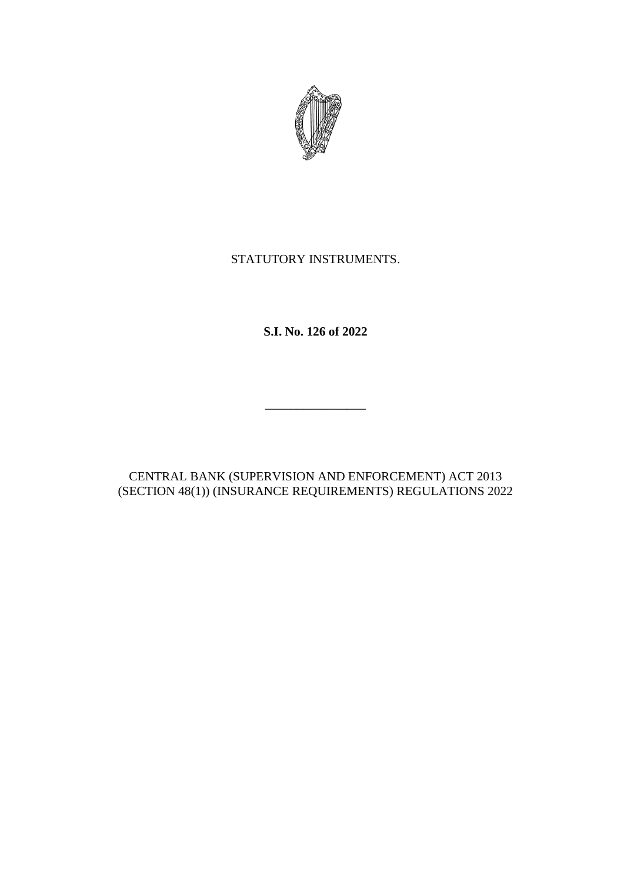STATUTORY INSTRUMENTS.

**S.I. No. 126 of 2022**

---

CENTRAL BANK (SUPERVISION AND ENFORCEMENT) ACT 2013 (SECTION 48(1)) (INSURANCE REQUIREMENTS) REGULATIONS 2022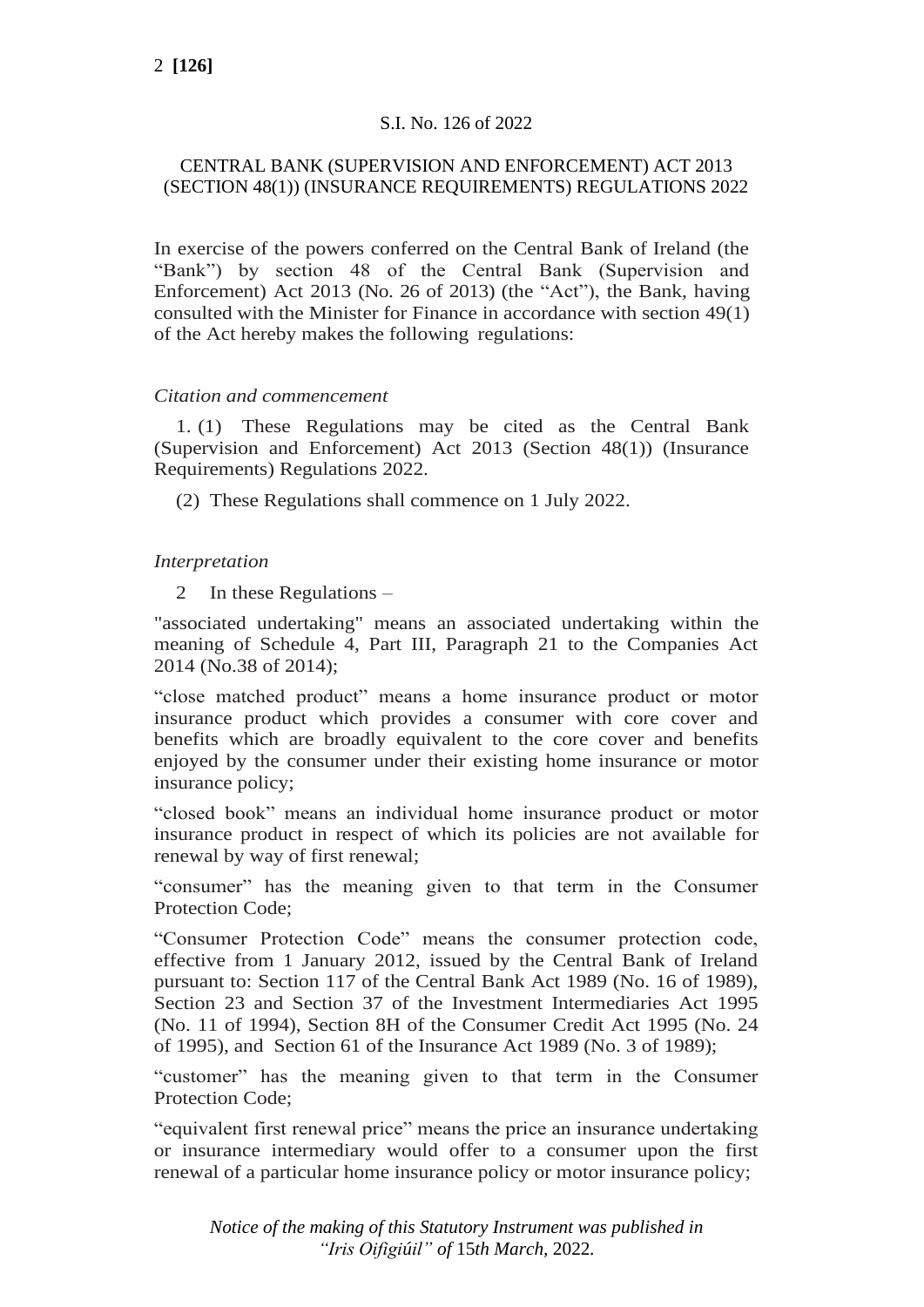S.I. No. 126 of 2022

CENTRAL BANK (SUPERVISION AND ENFORCEMENT) ACT 2013 (SECTION 48(1)) (INSURANCE REQUIREMENTS) REGULATIONS 2022

In exercise of the powers conferred on the Central Bank of Ireland (the "Bank") by section 48 of the Central Bank (Supervision and Enforcement) Act 2013 (No. 26 of 2013) (the "Act"), the Bank, having consulted with the Minister for Finance in accordance with section 49(1) of the Act hereby makes the following regulations:

*Citation and commencement*

1. (1) These Regulations may be cited as the Central Bank (Supervision and Enforcement) Act 2013 (Section 48(1)) (Insurance Requirements) Regulations 2022.

(2) These Regulations shall commence on 1 July 2022.

*Interpretation*

2 In these Regulations –

"associated undertaking" means an associated undertaking within the meaning of Schedule 4, Part III, Paragraph 21 to the Companies Act 2014 (No.38 of 2014);

"close matched product" means a home insurance product or motor insurance product which provides a consumer with core cover and benefits which are broadly equivalent to the core cover and benefits enjoyed by the consumer under their existing home insurance or motor insurance policy;

"closed book" means an individual home insurance product or motor insurance product in respect of which its policies are not available for renewal by way of first renewal;

"consumer" has the meaning given to that term in the Consumer Protection Code;

"Consumer Protection Code" means the consumer protection code, effective from 1 January 2012, issued by the Central Bank of Ireland pursuant to: Section 117 of the Central Bank Act 1989 (No. 16 of 1989), Section 23 and Section 37 of the Investment Intermediaries Act 1995 (No. 11 of 1994), Section 8H of the Consumer Credit Act 1995 (No. 24 of 1995), and Section 61 of the Insurance Act 1989 (No. 3 of 1989);

"customer" has the meaning given to that term in the Consumer Protection Code;

"equivalent first renewal price" means the price an insurance undertaking or insurance intermediary would offer to a consumer upon the first renewal of a particular home insurance policy or motor insurance policy;

*Notice of the making of this Statutory Instrument was published in "Iris Oifigiúil" of 15th March, 2022.*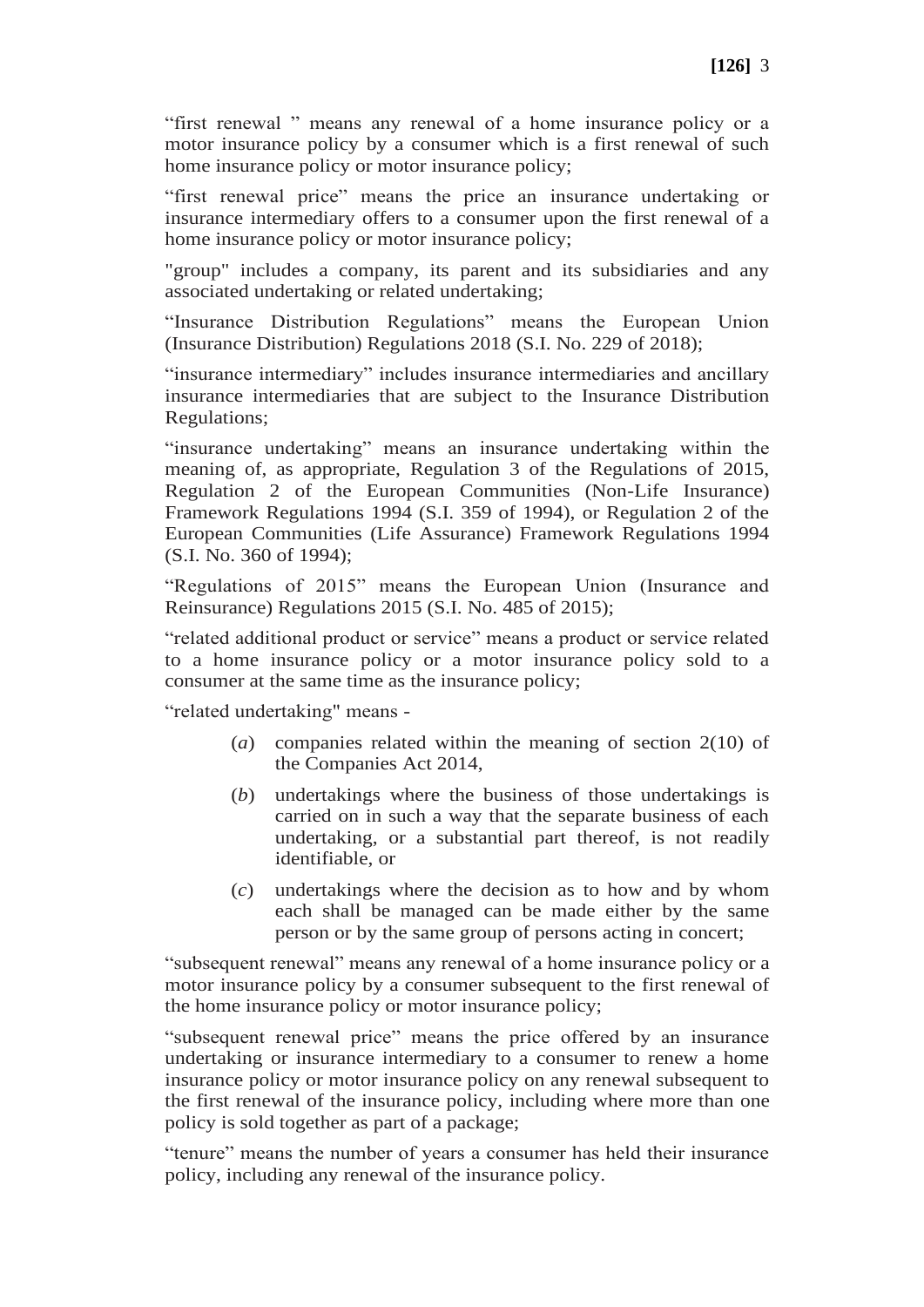"first renewal " means any renewal of a home insurance policy or a motor insurance policy by a consumer which is a first renewal of such home insurance policy or motor insurance policy;

"first renewal price" means the price an insurance undertaking or insurance intermediary offers to a consumer upon the first renewal of a home insurance policy or motor insurance policy;

"group" includes a company, its parent and its subsidiaries and any associated undertaking or related undertaking;

"Insurance Distribution Regulations" means the European Union (Insurance Distribution) Regulations 2018 (S.I. No. 229 of 2018);

"insurance intermediary" includes insurance intermediaries and ancillary insurance intermediaries that are subject to the Insurance Distribution Regulations;

"insurance undertaking" means an insurance undertaking within the meaning of, as appropriate, Regulation 3 of the Regulations of 2015, Regulation 2 of the European Communities (Non-Life Insurance) Framework Regulations 1994 (S.I. 359 of 1994), or Regulation 2 of the European Communities (Life Assurance) Framework Regulations 1994 (S.I. No. 360 of 1994);

"Regulations of 2015" means the European Union (Insurance and Reinsurance) Regulations 2015 (S.I. No. 485 of 2015);

"related additional product or service" means a product or service related to a home insurance policy or a motor insurance policy sold to a consumer at the same time as the insurance policy;

"related undertaking" means -

(*a*) companies related within the meaning of section 2(10) of the Companies Act 2014,

(*b*) undertakings where the business of those undertakings is carried on in such a way that the separate business of each undertaking, or a substantial part thereof, is not readily identifiable, or

(*c*) undertakings where the decision as to how and by whom each shall be managed can be made either by the same person or by the same group of persons acting in concert;

"subsequent renewal" means any renewal of a home insurance policy or a motor insurance policy by a consumer subsequent to the first renewal of the home insurance policy or motor insurance policy;

"subsequent renewal price" means the price offered by an insurance undertaking or insurance intermediary to a consumer to renew a home insurance policy or motor insurance policy on any renewal subsequent to the first renewal of the insurance policy, including where more than one policy is sold together as part of a package;

"tenure" means the number of years a consumer has held their insurance policy, including any renewal of the insurance policy.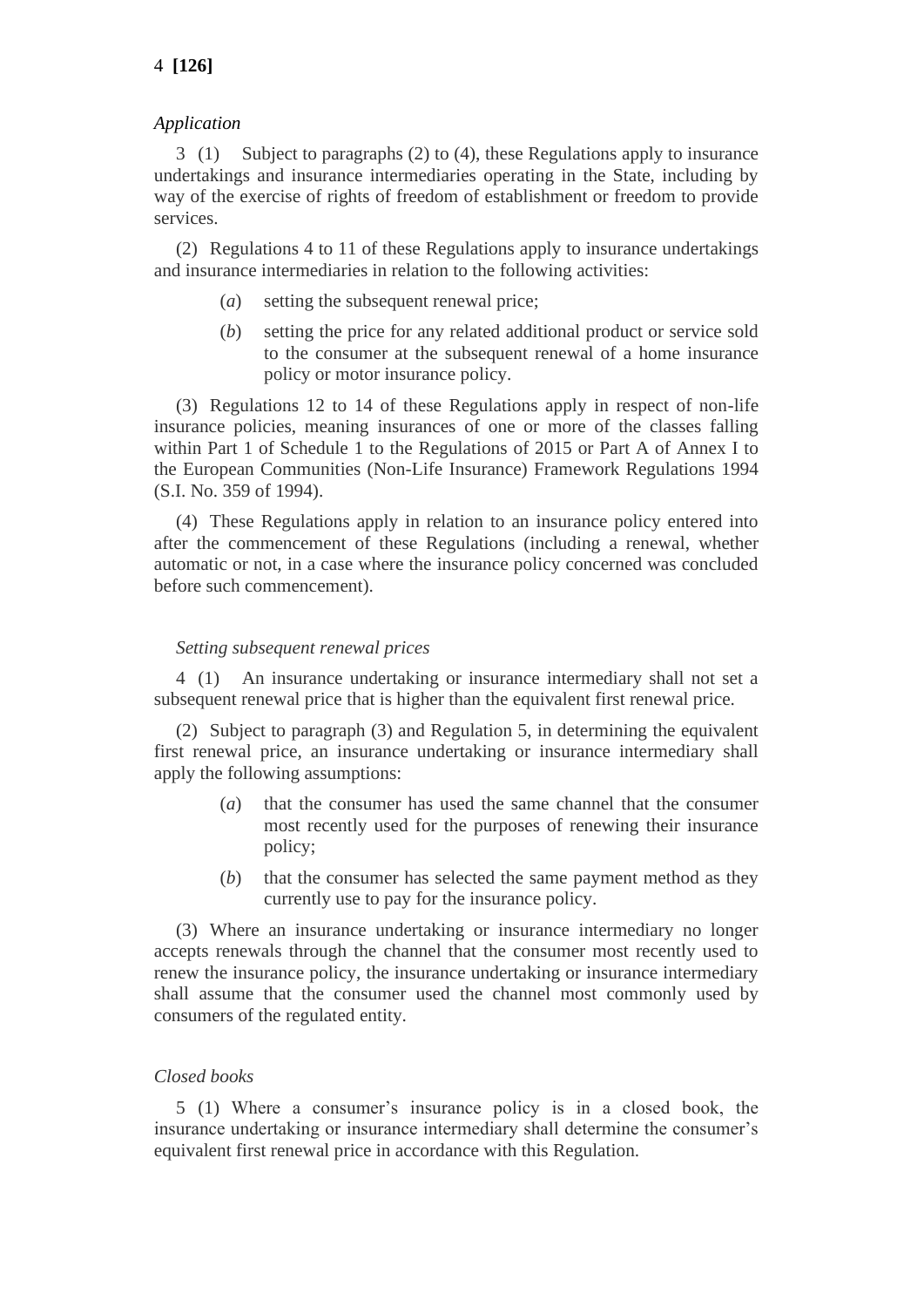*Application*

3 (1) Subject to paragraphs (2) to (4), these Regulations apply to insurance undertakings and insurance intermediaries operating in the State, including by way of the exercise of rights of freedom of establishment or freedom to provide services.

(2) Regulations 4 to 11 of these Regulations apply to insurance undertakings and insurance intermediaries in relation to the following activities:

(*a*) setting the subsequent renewal price;

(*b*) setting the price for any related additional product or service sold to the consumer at the subsequent renewal of a home insurance policy or motor insurance policy.

(3) Regulations 12 to 14 of these Regulations apply in respect of non-life insurance policies, meaning insurances of one or more of the classes falling within Part 1 of Schedule 1 to the Regulations of 2015 or Part A of Annex I to the European Communities (Non-Life Insurance) Framework Regulations 1994 (S.I. No. 359 of 1994).

(4) These Regulations apply in relation to an insurance policy entered into after the commencement of these Regulations (including a renewal, whether automatic or not, in a case where the insurance policy concerned was concluded before such commencement).

*Setting subsequent renewal prices*

4 (1) An insurance undertaking or insurance intermediary shall not set a subsequent renewal price that is higher than the equivalent first renewal price.

(2) Subject to paragraph (3) and Regulation 5, in determining the equivalent first renewal price, an insurance undertaking or insurance intermediary shall apply the following assumptions:

(*a*) that the consumer has used the same channel that the consumer most recently used for the purposes of renewing their insurance policy;

(*b*) that the consumer has selected the same payment method as they currently use to pay for the insurance policy.

(3) Where an insurance undertaking or insurance intermediary no longer accepts renewals through the channel that the consumer most recently used to renew the insurance policy, the insurance undertaking or insurance intermediary shall assume that the consumer used the channel most commonly used by consumers of the regulated entity.

*Closed books*

5 (1) Where a consumer's insurance policy is in a closed book, the insurance undertaking or insurance intermediary shall determine the consumer's equivalent first renewal price in accordance with this Regulation.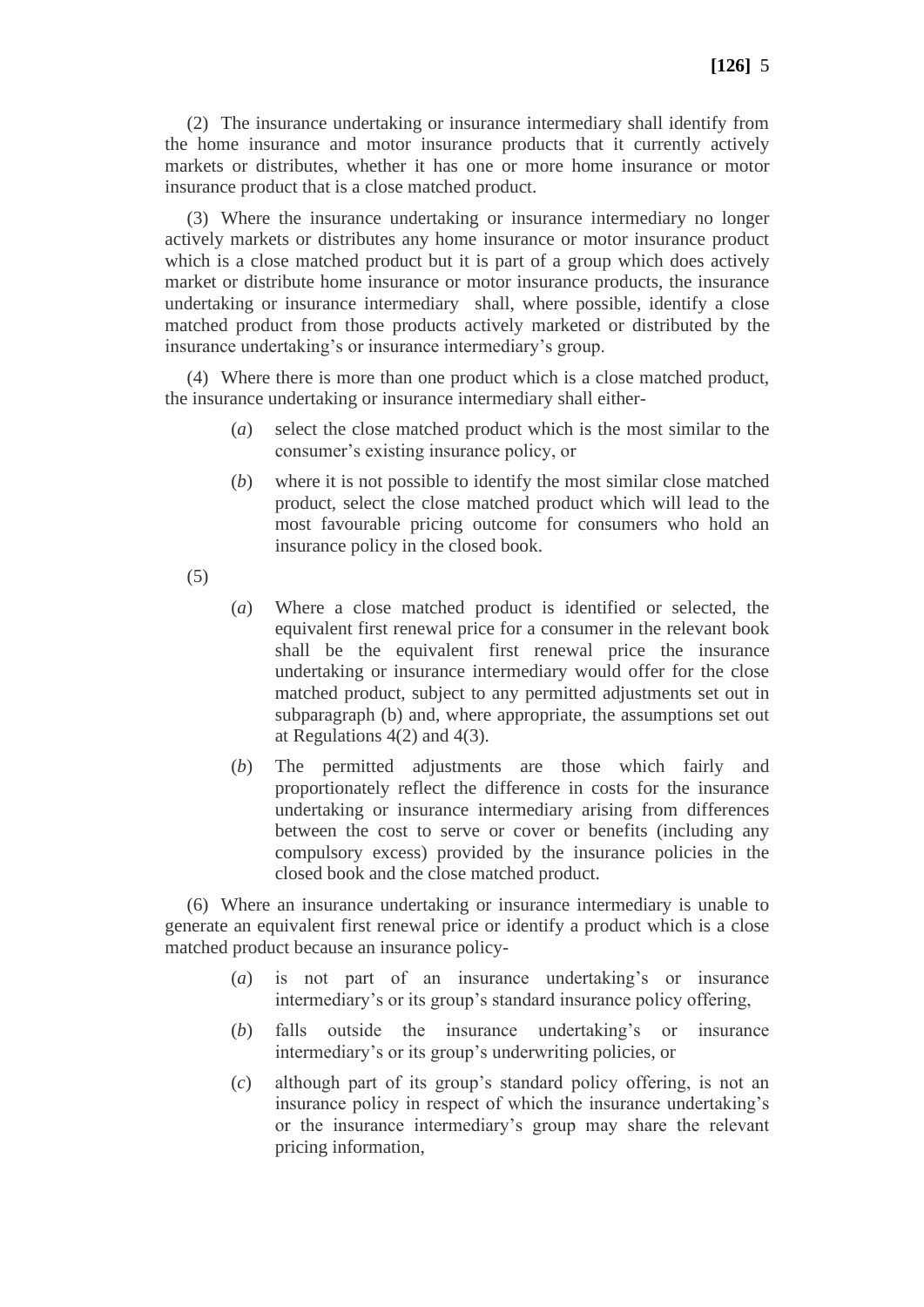(2) The insurance undertaking or insurance intermediary shall identify from the home insurance and motor insurance products that it currently actively markets or distributes, whether it has one or more home insurance or motor insurance product that is a close matched product.

(3) Where the insurance undertaking or insurance intermediary no longer actively markets or distributes any home insurance or motor insurance product which is a close matched product but it is part of a group which does actively market or distribute home insurance or motor insurance products, the insurance undertaking or insurance intermediary shall, where possible, identify a close matched product from those products actively marketed or distributed by the insurance undertaking's or insurance intermediary's group.

(4) Where there is more than one product which is a close matched product, the insurance undertaking or insurance intermediary shall either-

(*a*) select the close matched product which is the most similar to the consumer's existing insurance policy, or

(*b*) where it is not possible to identify the most similar close matched product, select the close matched product which will lead to the most favourable pricing outcome for consumers who hold an insurance policy in the closed book.

(5)

(*a*) Where a close matched product is identified or selected, the equivalent first renewal price for a consumer in the relevant book shall be the equivalent first renewal price the insurance undertaking or insurance intermediary would offer for the close matched product, subject to any permitted adjustments set out in subparagraph (b) and, where appropriate, the assumptions set out at Regulations 4(2) and 4(3).

(*b*) The permitted adjustments are those which fairly and proportionately reflect the difference in costs for the insurance undertaking or insurance intermediary arising from differences between the cost to serve or cover or benefits (including any compulsory excess) provided by the insurance policies in the closed book and the close matched product.

(6) Where an insurance undertaking or insurance intermediary is unable to generate an equivalent first renewal price or identify a product which is a close matched product because an insurance policy-

(*a*) is not part of an insurance undertaking's or insurance intermediary's or its group's standard insurance policy offering,

(*b*) falls outside the insurance undertaking's or insurance intermediary's or its group's underwriting policies, or

(*c*) although part of its group's standard policy offering, is not an insurance policy in respect of which the insurance undertaking's or the insurance intermediary's group may share the relevant pricing information,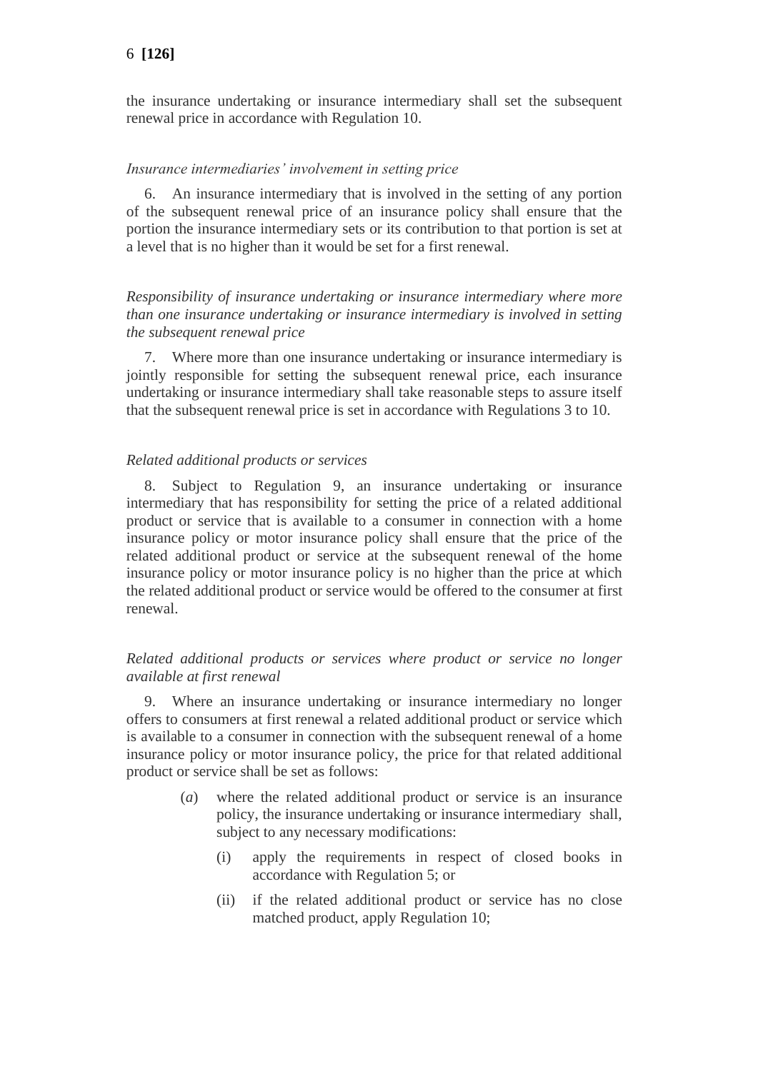the insurance undertaking or insurance intermediary shall set the subsequent renewal price in accordance with Regulation 10.

*Insurance intermediaries' involvement in setting price*

6. An insurance intermediary that is involved in the setting of any portion of the subsequent renewal price of an insurance policy shall ensure that the portion the insurance intermediary sets or its contribution to that portion is set at a level that is no higher than it would be set for a first renewal.

*Responsibility of insurance undertaking or insurance intermediary where more than one insurance undertaking or insurance intermediary is involved in setting the subsequent renewal price*

7. Where more than one insurance undertaking or insurance intermediary is jointly responsible for setting the subsequent renewal price, each insurance undertaking or insurance intermediary shall take reasonable steps to assure itself that the subsequent renewal price is set in accordance with Regulations 3 to 10.

*Related additional products or services*

8. Subject to Regulation 9, an insurance undertaking or insurance intermediary that has responsibility for setting the price of a related additional product or service that is available to a consumer in connection with a home insurance policy or motor insurance policy shall ensure that the price of the related additional product or service at the subsequent renewal of the home insurance policy or motor insurance policy is no higher than the price at which the related additional product or service would be offered to the consumer at first renewal.

*Related additional products or services where product or service no longer available at first renewal*

9. Where an insurance undertaking or insurance intermediary no longer offers to consumers at first renewal a related additional product or service which is available to a consumer in connection with the subsequent renewal of a home insurance policy or motor insurance policy, the price for that related additional product or service shall be set as follows:

(*a*) where the related additional product or service is an insurance policy, the insurance undertaking or insurance intermediary shall, subject to any necessary modifications:

(i) apply the requirements in respect of closed books in accordance with Regulation 5; or

(ii) if the related additional product or service has no close matched product, apply Regulation 10;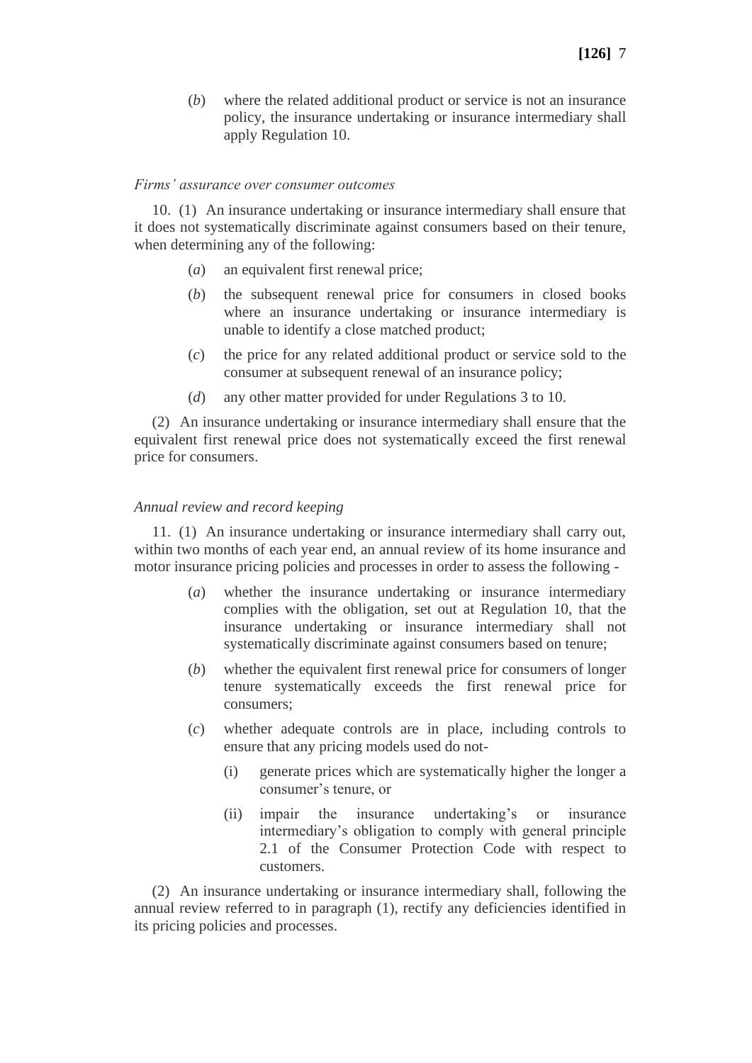(*b*) where the related additional product or service is not an insurance policy, the insurance undertaking or insurance intermediary shall apply Regulation 10.

*Firms' assurance over consumer outcomes*

10. (1) An insurance undertaking or insurance intermediary shall ensure that it does not systematically discriminate against consumers based on their tenure, when determining any of the following:

(*a*) an equivalent first renewal price;

(*b*) the subsequent renewal price for consumers in closed books where an insurance undertaking or insurance intermediary is unable to identify a close matched product;

(*c*) the price for any related additional product or service sold to the consumer at subsequent renewal of an insurance policy;

(*d*) any other matter provided for under Regulations 3 to 10.

(2) An insurance undertaking or insurance intermediary shall ensure that the equivalent first renewal price does not systematically exceed the first renewal price for consumers.

*Annual review and record keeping*

11. (1) An insurance undertaking or insurance intermediary shall carry out, within two months of each year end, an annual review of its home insurance and motor insurance pricing policies and processes in order to assess the following -

(*a*) whether the insurance undertaking or insurance intermediary complies with the obligation, set out at Regulation 10, that the insurance undertaking or insurance intermediary shall not systematically discriminate against consumers based on tenure;

(*b*) whether the equivalent first renewal price for consumers of longer tenure systematically exceeds the first renewal price for consumers;

(*c*) whether adequate controls are in place, including controls to ensure that any pricing models used do not-

(i) generate prices which are systematically higher the longer a consumer's tenure, or

(ii) impair the insurance undertaking's or insurance intermediary's obligation to comply with general principle 2.1 of the Consumer Protection Code with respect to customers.

(2) An insurance undertaking or insurance intermediary shall, following the annual review referred to in paragraph (1), rectify any deficiencies identified in its pricing policies and processes.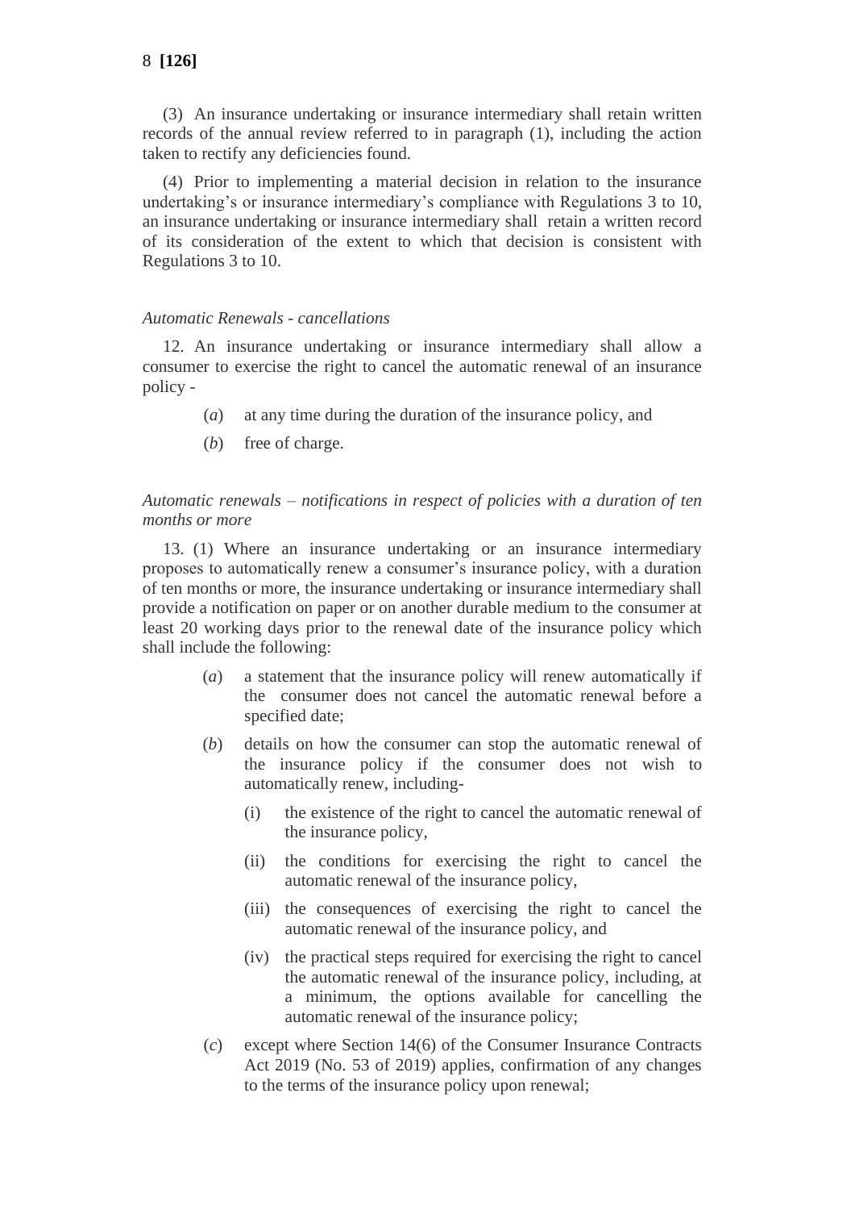(3) An insurance undertaking or insurance intermediary shall retain written records of the annual review referred to in paragraph (1), including the action taken to rectify any deficiencies found.

(4) Prior to implementing a material decision in relation to the insurance undertaking's or insurance intermediary's compliance with Regulations 3 to 10, an insurance undertaking or insurance intermediary shall retain a written record of its consideration of the extent to which that decision is consistent with Regulations 3 to 10.

*Automatic Renewals - cancellations*

12. An insurance undertaking or insurance intermediary shall allow a consumer to exercise the right to cancel the automatic renewal of an insurance policy -

(*a*) at any time during the duration of the insurance policy, and

(*b*) free of charge.

*Automatic renewals – notifications in respect of policies with a duration of ten months or more*

13. (1) Where an insurance undertaking or an insurance intermediary proposes to automatically renew a consumer's insurance policy, with a duration of ten months or more, the insurance undertaking or insurance intermediary shall provide a notification on paper or on another durable medium to the consumer at least 20 working days prior to the renewal date of the insurance policy which shall include the following:

(*a*) a statement that the insurance policy will renew automatically if the consumer does not cancel the automatic renewal before a specified date;

(*b*) details on how the consumer can stop the automatic renewal of the insurance policy if the consumer does not wish to automatically renew, including-

(i) the existence of the right to cancel the automatic renewal of the insurance policy,

(ii) the conditions for exercising the right to cancel the automatic renewal of the insurance policy,

(iii) the consequences of exercising the right to cancel the automatic renewal of the insurance policy, and

(iv) the practical steps required for exercising the right to cancel the automatic renewal of the insurance policy, including, at a minimum, the options available for cancelling the automatic renewal of the insurance policy;

(*c*) except where Section 14(6) of the Consumer Insurance Contracts Act 2019 (No. 53 of 2019) applies, confirmation of any changes to the terms of the insurance policy upon renewal;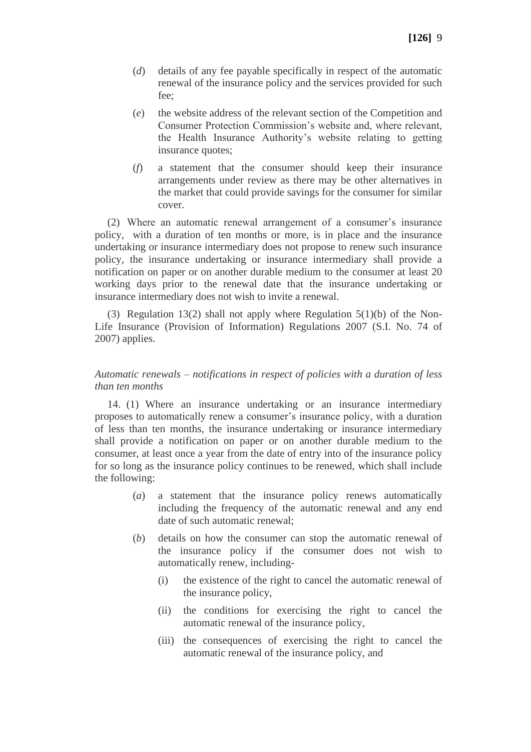(*d*) details of any fee payable specifically in respect of the automatic renewal of the insurance policy and the services provided for such fee;

(*e*) the website address of the relevant section of the Competition and Consumer Protection Commission's website and, where relevant, the Health Insurance Authority's website relating to getting insurance quotes;

(*f*) a statement that the consumer should keep their insurance arrangements under review as there may be other alternatives in the market that could provide savings for the consumer for similar cover.

(2) Where an automatic renewal arrangement of a consumer's insurance policy, with a duration of ten months or more, is in place and the insurance undertaking or insurance intermediary does not propose to renew such insurance policy, the insurance undertaking or insurance intermediary shall provide a notification on paper or on another durable medium to the consumer at least 20 working days prior to the renewal date that the insurance undertaking or insurance intermediary does not wish to invite a renewal.

(3) Regulation 13(2) shall not apply where Regulation 5(1)(b) of the Non-Life Insurance (Provision of Information) Regulations 2007 (S.I. No. 74 of 2007) applies.

*Automatic renewals – notifications in respect of policies with a duration of less than ten months*

14. (1) Where an insurance undertaking or an insurance intermediary proposes to automatically renew a consumer's insurance policy, with a duration of less than ten months, the insurance undertaking or insurance intermediary shall provide a notification on paper or on another durable medium to the consumer, at least once a year from the date of entry into of the insurance policy for so long as the insurance policy continues to be renewed, which shall include the following:

(*a*) a statement that the insurance policy renews automatically including the frequency of the automatic renewal and any end date of such automatic renewal;

(*b*) details on how the consumer can stop the automatic renewal of the insurance policy if the consumer does not wish to automatically renew, including-

(i) the existence of the right to cancel the automatic renewal of the insurance policy,

(ii) the conditions for exercising the right to cancel the automatic renewal of the insurance policy,

(iii) the consequences of exercising the right to cancel the automatic renewal of the insurance policy, and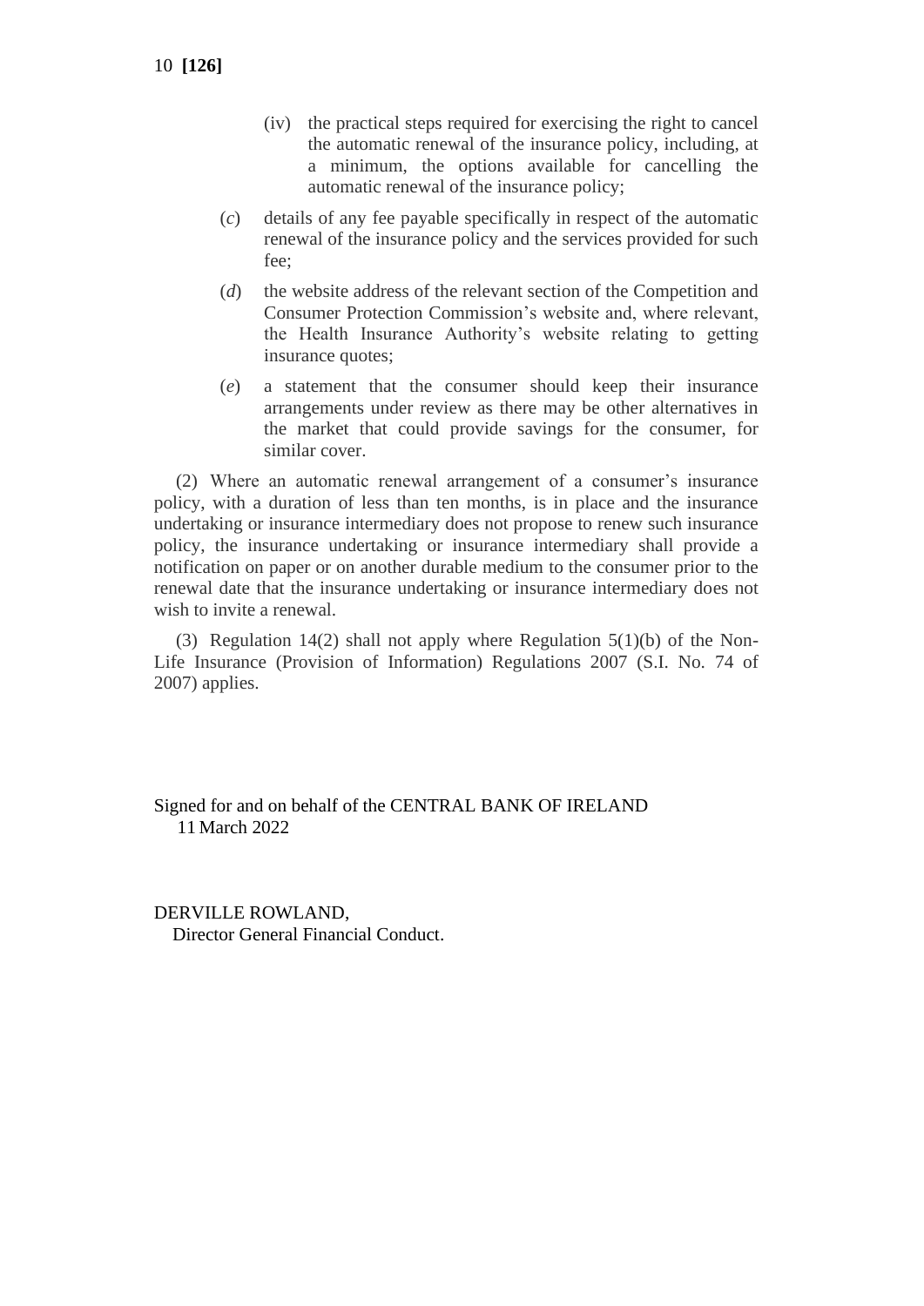(iv) the practical steps required for exercising the right to cancel the automatic renewal of the insurance policy, including, at a minimum, the options available for cancelling the automatic renewal of the insurance policy;

(*c*) details of any fee payable specifically in respect of the automatic renewal of the insurance policy and the services provided for such fee;

(*d*) the website address of the relevant section of the Competition and Consumer Protection Commission's website and, where relevant, the Health Insurance Authority's website relating to getting insurance quotes;

(*e*) a statement that the consumer should keep their insurance arrangements under review as there may be other alternatives in the market that could provide savings for the consumer, for similar cover.

(2) Where an automatic renewal arrangement of a consumer's insurance policy, with a duration of less than ten months, is in place and the insurance undertaking or insurance intermediary does not propose to renew such insurance policy, the insurance undertaking or insurance intermediary shall provide a notification on paper or on another durable medium to the consumer prior to the renewal date that the insurance undertaking or insurance intermediary does not wish to invite a renewal.

(3) Regulation 14(2) shall not apply where Regulation 5(1)(b) of the Non-Life Insurance (Provision of Information) Regulations 2007 (S.I. No. 74 of 2007) applies.

Signed for and on behalf of the CENTRAL BANK OF IRELAND
11 March 2022

DERVILLE ROWLAND,
Director General Financial Conduct.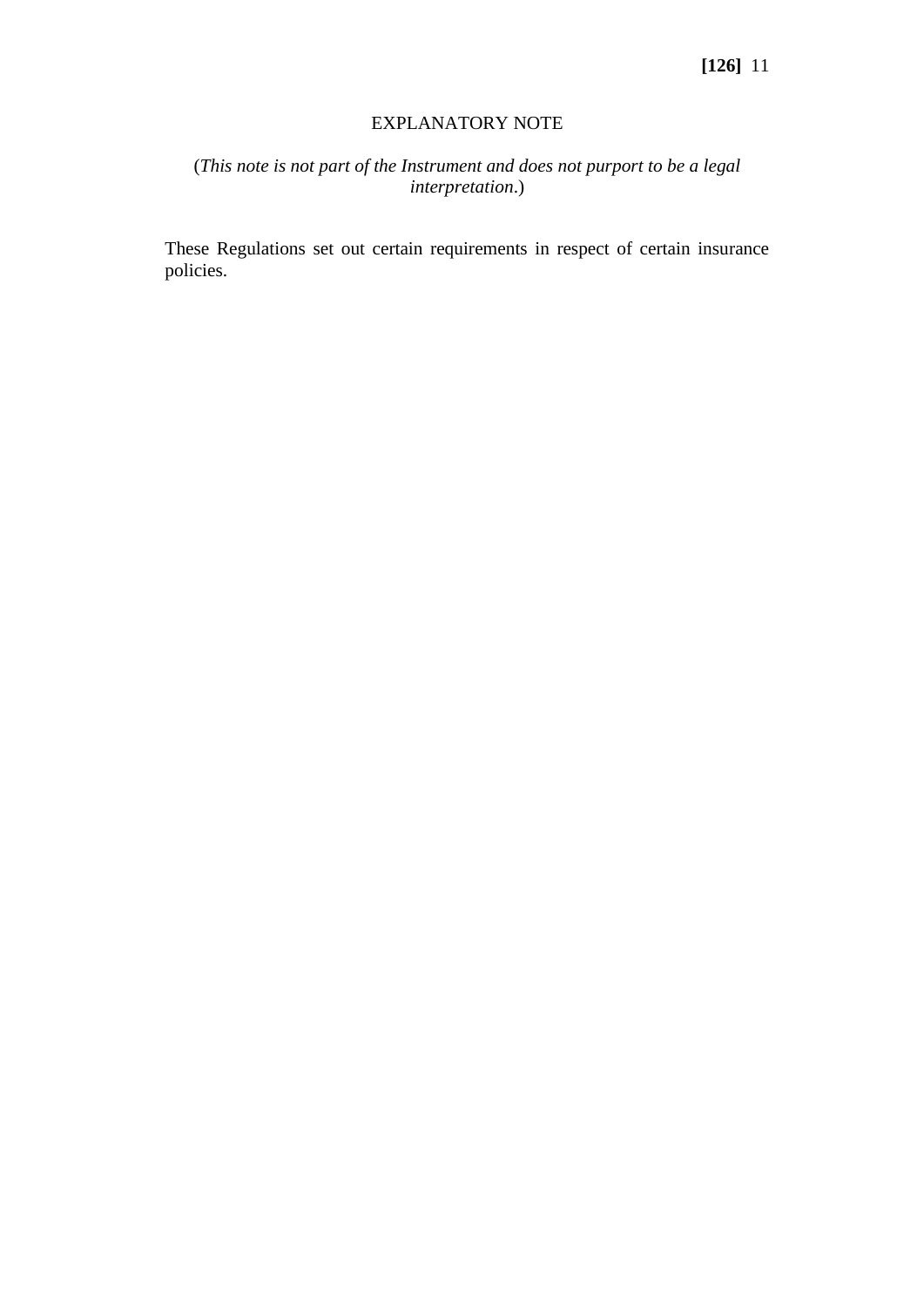## EXPLANATORY NOTE

(*This note is not part of the Instrument and does not purport to be a legal interpretation*.)

These Regulations set out certain requirements in respect of certain insurance policies.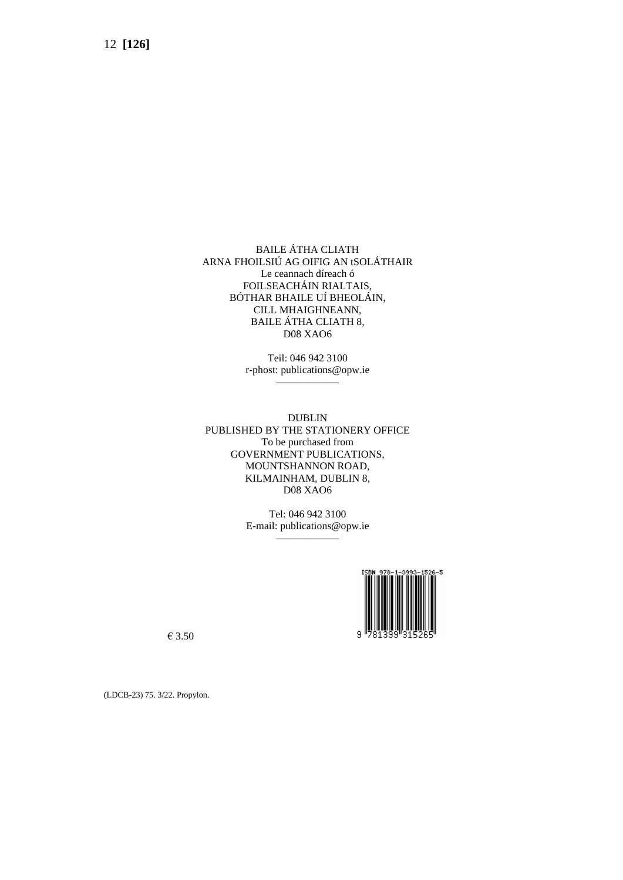BAILE ÁTHA CLIATH
ARNA FHOILSIÚ AG OIFIG AN tSOLÁTHAIR
Le ceannach díreach ó
FOILSEACHÁIN RIALTAIS,
BÓTHAR BHAILE UÍ BHEOLÁIN,
CILL MHAIGHNEANN,
BAILE ÁTHA CLIATH 8,
D08 XAO6

Teil: 046 942 3100
r-phost: publications@opw.ie

---

DUBLIN
PUBLISHED BY THE STATIONERY OFFICE
To be purchased from
GOVERNMENT PUBLICATIONS,
MOUNTSHANNON ROAD,
KILMAINHAM, DUBLIN 8,
D08 XAO6

Tel: 046 942 3100
E-mail: publications@opw.ie

---

ISBN 978-1-3993-1526-5

9 781399 315265

€ 3.50

(LDCB-23) 75. 3/22. Propylon.